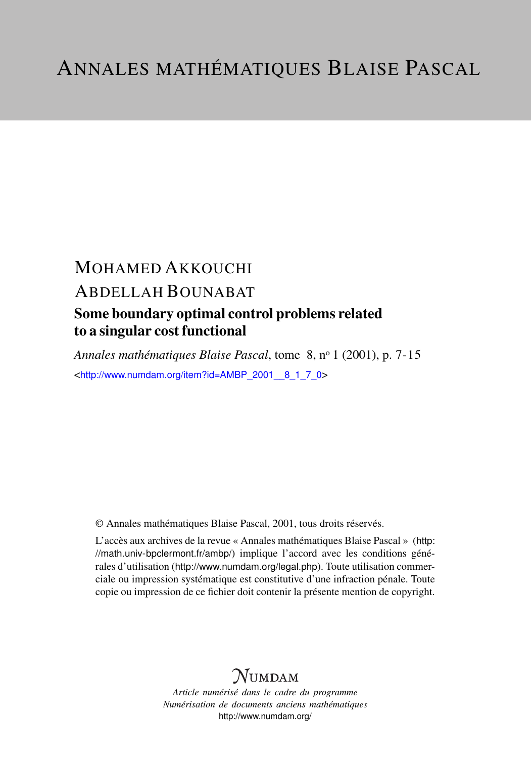# ANNALES MATHÉMATIQUES BLAISE PASCAL

MOHAMED AKKOUCHI

ABDELLAH BOUNABAT

## Some boundary optimal control problems related to a singular cost functional

*Annales mathématiques Blaise Pascal*, tome 8, n° 1 (2001), p. 7-15

<http://www.numdam.org/item?id=AMBP_2001__8_1_7_0>

© Annales mathématiques Blaise Pascal, 2001, tous droits réservés.

L'accès aux archives de la revue « Annales mathématiques Blaise Pascal » (http://math.univ-bpclermont.fr/ambp/) implique l'accord avec les conditions générales d'utilisation (http://www.numdam.org/legal.php). Toute utilisation commerciale ou impression systématique est constitutive d'une infraction pénale. Toute copie ou impression de ce fichier doit contenir la présente mention de copyright.

NUMDAM

*Article numérisé dans le cadre du programme*
*Numérisation de documents anciens mathématiques*
http://www.numdam.org/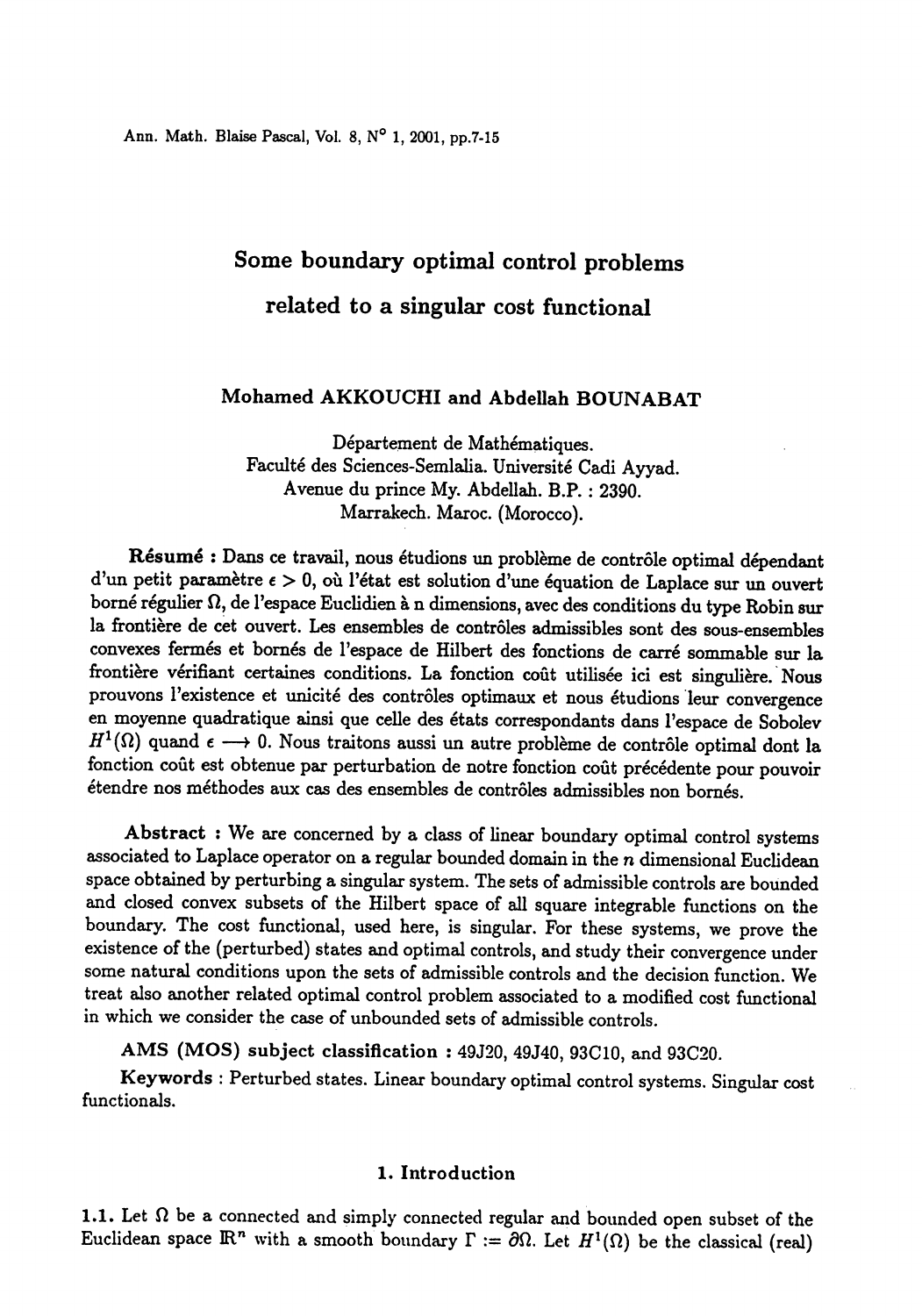# Some boundary optimal control problems related to a singular cost functional

**Mohamed AKKOUCHI and Abdellah BOUNABAT**

Département de Mathématiques.
Faculté des Sciences-Semlalia. Université Cadi Ayyad.
Avenue du prince My. Abdellah. B.P. : 2390.
Marrakech. Maroc. (Morocco).

**Résumé** : Dans ce travail, nous étudions un problème de contrôle optimal dépendant d'un petit paramètre $\epsilon > 0$, où l'état est solution d'une équation de Laplace sur un ouvert borné régulier $\Omega$, de l'espace Euclidien à n dimensions, avec des conditions du type Robin sur la frontière de cet ouvert. Les ensembles de contrôles admissibles sont des sous-ensembles convexes fermés et bornés de l'espace de Hilbert des fonctions de carré sommable sur la frontière vérifiant certaines conditions. La fonction coût utilisée ici est singulière. Nous prouvons l'existence et unicité des contrôles optimaux et nous étudions leur convergence en moyenne quadratique ainsi que celle des états correspondants dans l'espace de Sobolev $H^1(\Omega)$ quand $\epsilon \longrightarrow 0$. Nous traitons aussi un autre problème de contrôle optimal dont la fonction coût est obtenue par perturbation de notre fonction coût précédente pour pouvoir étendre nos méthodes aux cas des ensembles de contrôles admissibles non bornés.

**Abstract** : We are concerned by a class of linear boundary optimal control systems associated to Laplace operator on a regular bounded domain in the $n$ dimensional Euclidean space obtained by perturbing a singular system. The sets of admissible controls are bounded and closed convex subsets of the Hilbert space of all square integrable functions on the boundary. The cost functional, used here, is singular. For these systems, we prove the existence of the (perturbed) states and optimal controls, and study their convergence under some natural conditions upon the sets of admissible controls and the decision function. We treat also another related optimal control problem associated to a modified cost functional in which we consider the case of unbounded sets of admissible controls.

**AMS (MOS) subject classification** : 49J20, 49J40, 93C10, and 93C20.

**Keywords** : Perturbed states. Linear boundary optimal control systems. Singular cost functionals.

## 1. Introduction

**1.1.** Let $\Omega$ be a connected and simply connected regular and bounded open subset of the Euclidean space $\mathbb{R}^n$ with a smooth boundary $\Gamma := \partial\Omega$. Let $H^1(\Omega)$ be the classical (real)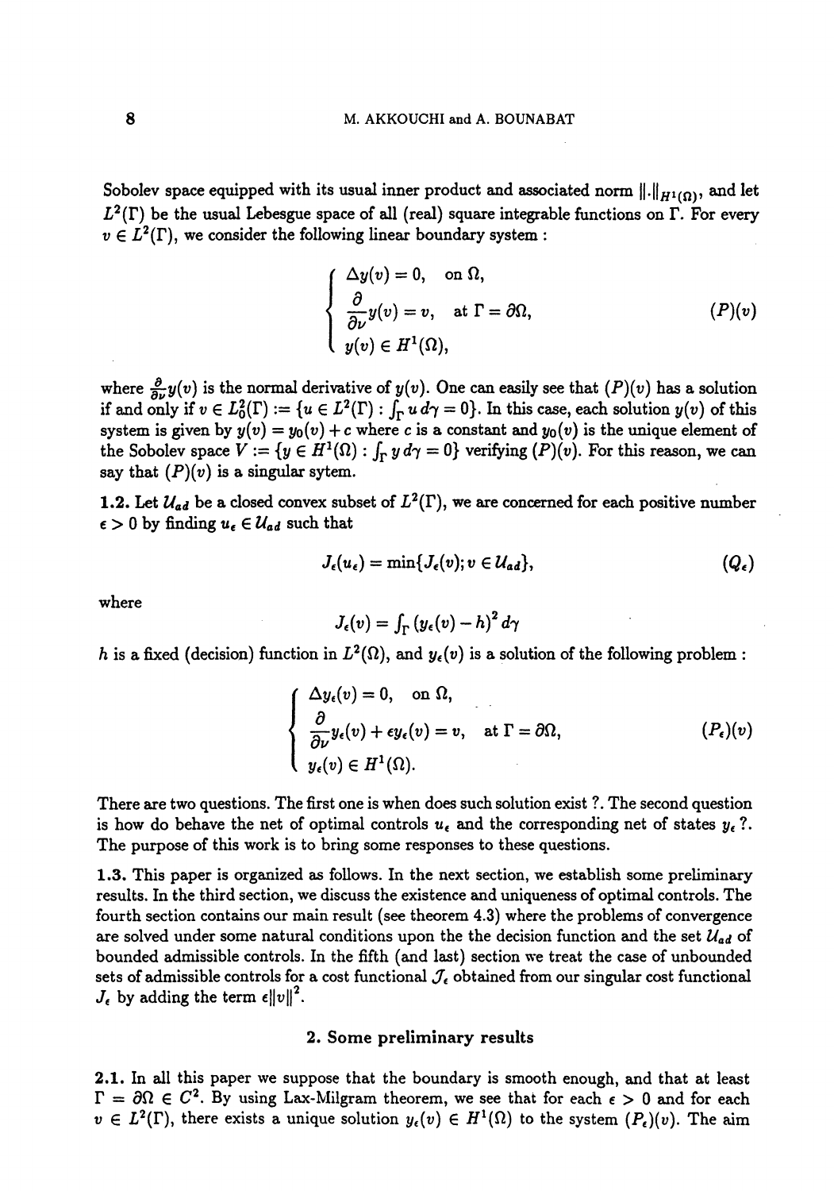Sobolev space equipped with its usual inner product and associated norm $\|.\|_{H^1(\Omega)}$, and let $L^2(\Gamma)$ be the usual Lebesgue space of all (real) square integrable functions on $\Gamma$. For every $v \in L^2(\Gamma)$, we consider the following linear boundary system :

$$\begin{cases} \Delta y(v) = 0, \quad \text{on } \Omega, \\ \dfrac{\partial}{\partial \nu} y(v) = v, \quad \text{at } \Gamma = \partial\Omega, \\ y(v) \in H^1(\Omega), \end{cases} \tag{$(P)(v)$}$$

where $\frac{\partial}{\partial \nu} y(v)$ is the normal derivative of $y(v)$. One can easily see that $(P)(v)$ has a solution if and only if $v \in L_0^2(\Gamma) := \{u \in L^2(\Gamma) : \int_\Gamma u \, d\gamma = 0\}$. In this case, each solution $y(v)$ of this system is given by $y(v) = y_0(v) + c$ where $c$ is a constant and $y_0(v)$ is the unique element of the Sobolev space $V := \{y \in H^1(\Omega) : \int_\Gamma y \, d\gamma = 0\}$ verifying $(P)(v)$. For this reason, we can say that $(P)(v)$ is a singular sytem.

**1.2.** Let $\mathcal{U}_{ad}$ be a closed convex subset of $L^2(\Gamma)$, we are concerned for each positive number $\epsilon > 0$ by finding $u_\epsilon \in \mathcal{U}_{ad}$ such that

$$J_\epsilon(u_\epsilon) = \min\{J_\epsilon(v); v \in \mathcal{U}_{ad}\}, \tag{$(Q_\epsilon)$}$$

where

$$J_\epsilon(v) = \int_\Gamma (y_\epsilon(v) - h)^2 \, d\gamma$$

$h$ is a fixed (decision) function in $L^2(\Omega)$, and $y_\epsilon(v)$ is a solution of the following problem :

$$\begin{cases} \Delta y_\epsilon(v) = 0, \quad \text{on } \Omega, \\ \dfrac{\partial}{\partial \nu} y_\epsilon(v) + \epsilon y_\epsilon(v) = v, \quad \text{at } \Gamma = \partial\Omega, \\ y_\epsilon(v) \in H^1(\Omega). \end{cases} \tag{$(P_\epsilon)(v)$}$$

There are two questions. The first one is when does such solution exist ?. The second question is how do behave the net of optimal controls $u_\epsilon$ and the corresponding net of states $y_\epsilon$ ? The purpose of this work is to bring some responses to these questions.

**1.3.** This paper is organized as follows. In the next section, we establish some preliminary results. In the third section, we discuss the existence and uniqueness of optimal controls. The fourth section contains our main result (see theorem 4.3) where the problems of convergence are solved under some natural conditions upon the the decision function and the set $\mathcal{U}_{ad}$ of bounded admissible controls. In the fifth (and last) section we treat the case of unbounded sets of admissible controls for a cost functional $\mathcal{J}_\epsilon$ obtained from our singular cost functional $J_\epsilon$ by adding the term $\epsilon\|v\|^2$.

## 2. Some preliminary results

**2.1.** In all this paper we suppose that the boundary is smooth enough, and that at least $\Gamma = \partial\Omega \in C^2$. By using Lax-Milgram theorem, we see that for each $\epsilon > 0$ and for each $v \in L^2(\Gamma)$, there exists a unique solution $y_\epsilon(v) \in H^1(\Omega)$ to the system $(P_\epsilon)(v)$. The aim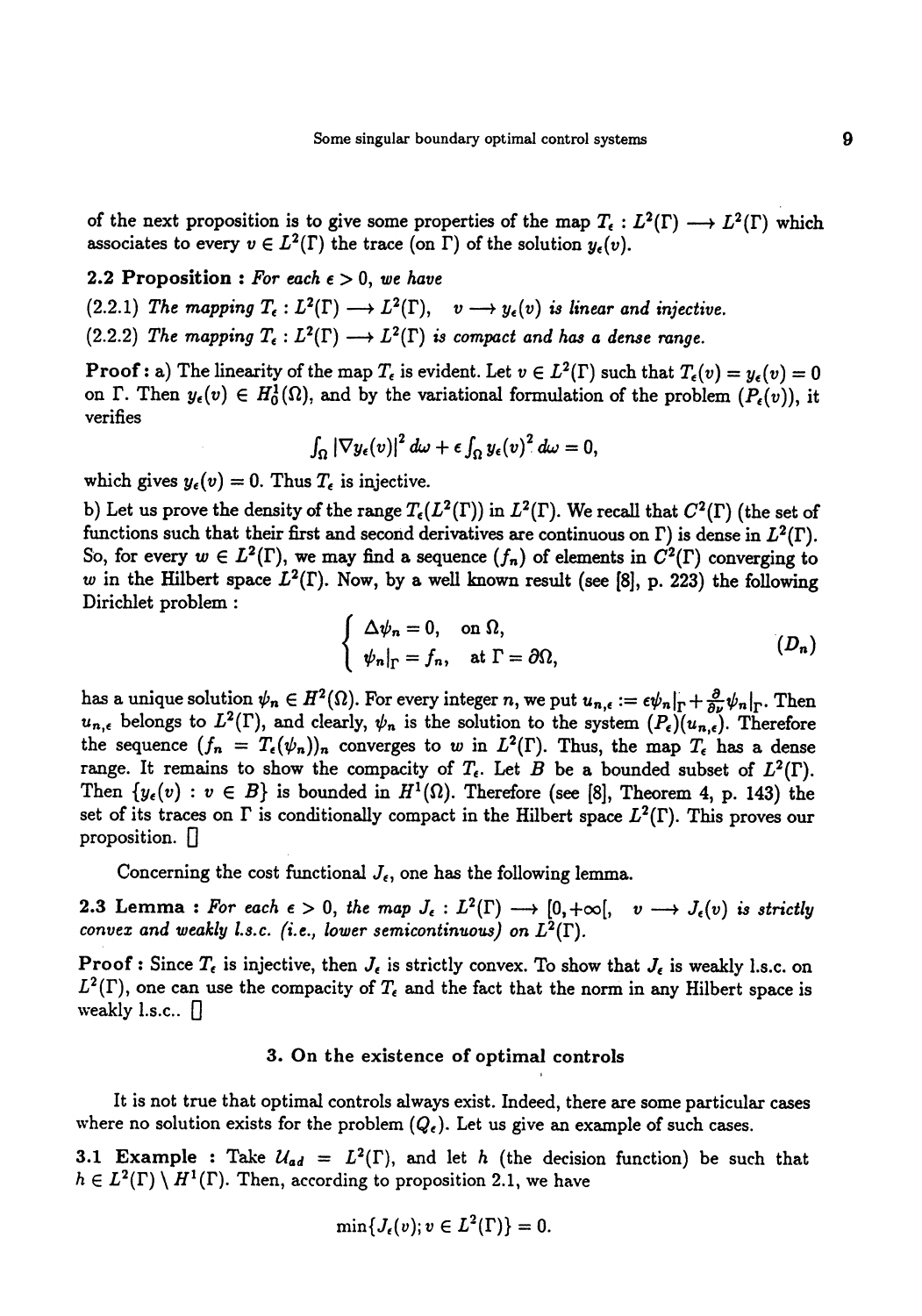of the next proposition is to give some properties of the map $T_\epsilon : L^2(\Gamma) \longrightarrow L^2(\Gamma)$ which associates to every $v \in L^2(\Gamma)$ the trace (on $\Gamma$) of the solution $y_\epsilon(v)$.

**2.2 Proposition :** *For each $\epsilon > 0$, we have*

(2.2.1) *The mapping $T_\epsilon : L^2(\Gamma) \longrightarrow L^2(\Gamma)$, $\quad v \longrightarrow y_\epsilon(v)$ is linear and injective.*

(2.2.2) *The mapping $T_\epsilon : L^2(\Gamma) \longrightarrow L^2(\Gamma)$ is compact and has a dense range.*

**Proof :** a) The linearity of the map $T_\epsilon$ is evident. Let $v \in L^2(\Gamma)$ such that $T_\epsilon(v) = y_\epsilon(v) = 0$ on $\Gamma$. Then $y_\epsilon(v) \in H_0^1(\Omega)$, and by the variational formulation of the problem $(P_\epsilon(v))$, it verifies

$$\int_\Omega |\nabla y_\epsilon(v)|^2 \, d\omega + \epsilon \int_\Omega y_\epsilon(v)^2 \, d\omega = 0,$$

which gives $y_\epsilon(v) = 0$. Thus $T_\epsilon$ is injective.

b) Let us prove the density of the range $T_\epsilon(L^2(\Gamma))$ in $L^2(\Gamma)$. We recall that $C^2(\Gamma)$ (the set of functions such that their first and second derivatives are continuous on $\Gamma$) is dense in $L^2(\Gamma)$. So, for every $w \in L^2(\Gamma)$, we may find a sequence $(f_n)$ of elements in $C^2(\Gamma)$ converging to $w$ in the Hilbert space $L^2(\Gamma)$. Now, by a well known result (see [8], p. 223) the following Dirichlet problem :

$$\begin{cases} \Delta \psi_n = 0, & \text{on } \Omega, \\ \psi_n|_\Gamma = f_n, & \text{at } \Gamma = \partial\Omega, \end{cases} \tag{$D_n$}$$

has a unique solution $\psi_n \in H^2(\Omega)$. For every integer $n$, we put $u_{n,\epsilon} := \epsilon \psi_n|_\Gamma + \frac{\partial}{\partial \nu} \psi_n|_\Gamma$. Then $u_{n,\epsilon}$ belongs to $L^2(\Gamma)$, and clearly, $\psi_n$ is the solution to the system $(P_\epsilon)(u_{n,\epsilon})$. Therefore the sequence $(f_n = T_\epsilon(\psi_n))_n$ converges to $w$ in $L^2(\Gamma)$. Thus, the map $T_\epsilon$ has a dense range. It remains to show the compacity of $T_\epsilon$. Let $B$ be a bounded subset of $L^2(\Gamma)$. Then $\{y_\epsilon(v) : v \in B\}$ is bounded in $H^1(\Omega)$. Therefore (see [8], Theorem 4, p. 143) the set of its traces on $\Gamma$ is conditionally compact in the Hilbert space $L^2(\Gamma)$. This proves our proposition. $\square$

Concerning the cost functional $J_\epsilon$, one has the following lemma.

**2.3 Lemma :** *For each $\epsilon > 0$, the map $J_\epsilon : L^2(\Gamma) \longrightarrow [0, +\infty[$, $\quad v \longrightarrow J_\epsilon(v)$ is strictly convex and weakly l.s.c. (i.e., lower semicontinuous) on $L^2(\Gamma)$.*

**Proof :** Since $T_\epsilon$ is injective, then $J_\epsilon$ is strictly convex. To show that $J_\epsilon$ is weakly l.s.c. on $L^2(\Gamma)$, one can use the compacity of $T_\epsilon$ and the fact that the norm in any Hilbert space is weakly l.s.c.. $\square$

## 3. On the existence of optimal controls

It is not true that optimal controls always exist. Indeed, there are some particular cases where no solution exists for the problem $(Q_\epsilon)$. Let us give an example of such cases.

**3.1 Example :** Take $\mathcal{U}_{ad} = L^2(\Gamma)$, and let $h$ (the decision function) be such that $h \in L^2(\Gamma) \setminus H^1(\Gamma)$. Then, according to proposition 2.1, we have

$$\min\{J_\epsilon(v); v \in L^2(\Gamma)\} = 0.$$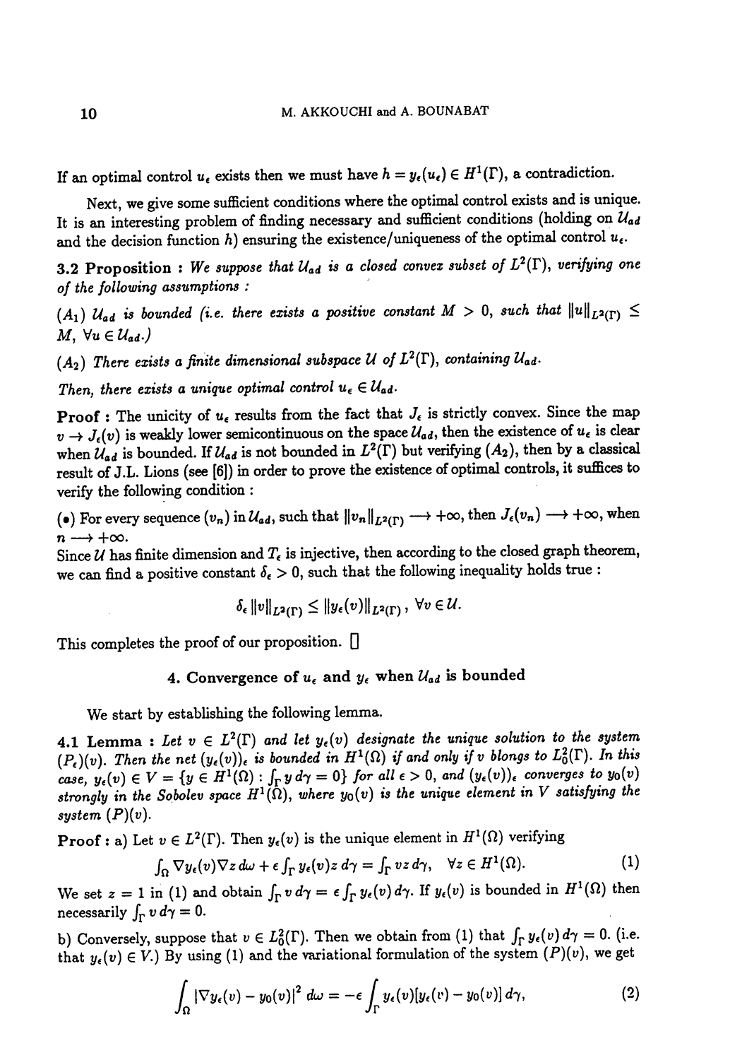If an optimal control $u_\epsilon$ exists then we must have $h = y_\epsilon(u_\epsilon) \in H^1(\Gamma)$, a contradiction.

Next, we give some sufficient conditions where the optimal control exists and is unique. It is an interesting problem of finding necessary and sufficient conditions (holding on $\mathcal{U}_{ad}$ and the decision function $h$) ensuring the existence/uniqueness of the optimal control $u_\epsilon$.

**3.2 Proposition :** *We suppose that $\mathcal{U}_{ad}$ is a closed convex subset of $L^2(\Gamma)$, verifying one of the following assumptions :*

*$(A_1)$ $\mathcal{U}_{ad}$ is bounded (i.e. there exists a positive constant $M > 0$, such that $\|u\|_{L^2(\Gamma)} \leq M$, $\forall u \in \mathcal{U}_{ad}$.)*

*$(A_2)$ There exists a finite dimensional subspace $\mathcal{U}$ of $L^2(\Gamma)$, containing $\mathcal{U}_{ad}$.*

*Then, there exists a unique optimal control $u_\epsilon \in \mathcal{U}_{ad}$.*

**Proof :** The unicity of $u_\epsilon$ results from the fact that $J_\epsilon$ is strictly convex. Since the map $v \to J_\epsilon(v)$ is weakly lower semicontinuous on the space $\mathcal{U}_{ad}$, then the existence of $u_\epsilon$ is clear when $\mathcal{U}_{ad}$ is bounded. If $\mathcal{U}_{ad}$ is not bounded in $L^2(\Gamma)$ but verifying $(A_2)$, then by a classical result of J.L. Lions (see [6]) in order to prove the existence of optimal controls, it suffices to verify the following condition :

($\bullet$) For every sequence $(v_n)$ in $\mathcal{U}_{ad}$, such that $\|v_n\|_{L^2(\Gamma)} \longrightarrow +\infty$, then $J_\epsilon(v_n) \longrightarrow +\infty$, when $n \longrightarrow +\infty$.

Since $\mathcal{U}$ has finite dimension and $T_\epsilon$ is injective, then according to the closed graph theorem, we can find a positive constant $\delta_\epsilon > 0$, such that the following inequality holds true :

$$\delta_\epsilon \|v\|_{L^2(\Gamma)} \leq \|y_\epsilon(v)\|_{L^2(\Gamma)}, \ \forall v \in \mathcal{U}.$$

This completes the proof of our proposition. $\Box$

## 4. Convergence of $u_\epsilon$ and $y_\epsilon$ when $\mathcal{U}_{ad}$ is bounded

We start by establishing the following lemma.

**4.1 Lemma :** *Let $v \in L^2(\Gamma)$ and let $y_\epsilon(v)$ designate the unique solution to the system $(P_\epsilon)(v)$. Then the net $(y_\epsilon(v))_\epsilon$ is bounded in $H^1(\Omega)$ if and only if $v$ blongs to $L_0^2(\Gamma)$. In this case, $y_\epsilon(v) \in V = \{y \in H^1(\Omega) : \int_\Gamma y\, d\gamma = 0\}$ for all $\epsilon > 0$, and $(y_\epsilon(v))_\epsilon$ converges to $y_0(v)$ strongly in the Sobolev space $H^1(\Omega)$, where $y_0(v)$ is the unique element in $V$ satisfying the system $(P)(v)$.*

**Proof :** a) Let $v \in L^2(\Gamma)$. Then $y_\epsilon(v)$ is the unique element in $H^1(\Omega)$ verifying

$$\int_\Omega \nabla y_\epsilon(v) \nabla z\, d\omega + \epsilon \int_\Gamma y_\epsilon(v) z\, d\gamma = \int_\Gamma v z\, d\gamma, \quad \forall z \in H^1(\Omega). \tag{1}$$

We set $z = 1$ in (1) and obtain $\int_\Gamma v\, d\gamma = \epsilon \int_\Gamma y_\epsilon(v)\, d\gamma$. If $y_\epsilon(v)$ is bounded in $H^1(\Omega)$ then necessarily $\int_\Gamma v\, d\gamma = 0$.

b) Conversely, suppose that $v \in L_0^2(\Gamma)$. Then we obtain from (1) that $\int_\Gamma y_\epsilon(v)\, d\gamma = 0$. (i.e. that $y_\epsilon(v) \in V$.) By using (1) and the variational formulation of the system $(P)(v)$, we get

$$\int_\Omega |\nabla y_\epsilon(v) - y_0(v)|^2\, d\omega = -\epsilon \int_\Gamma y_\epsilon(v)[y_\epsilon(v) - y_0(v)]\, d\gamma, \tag{2}$$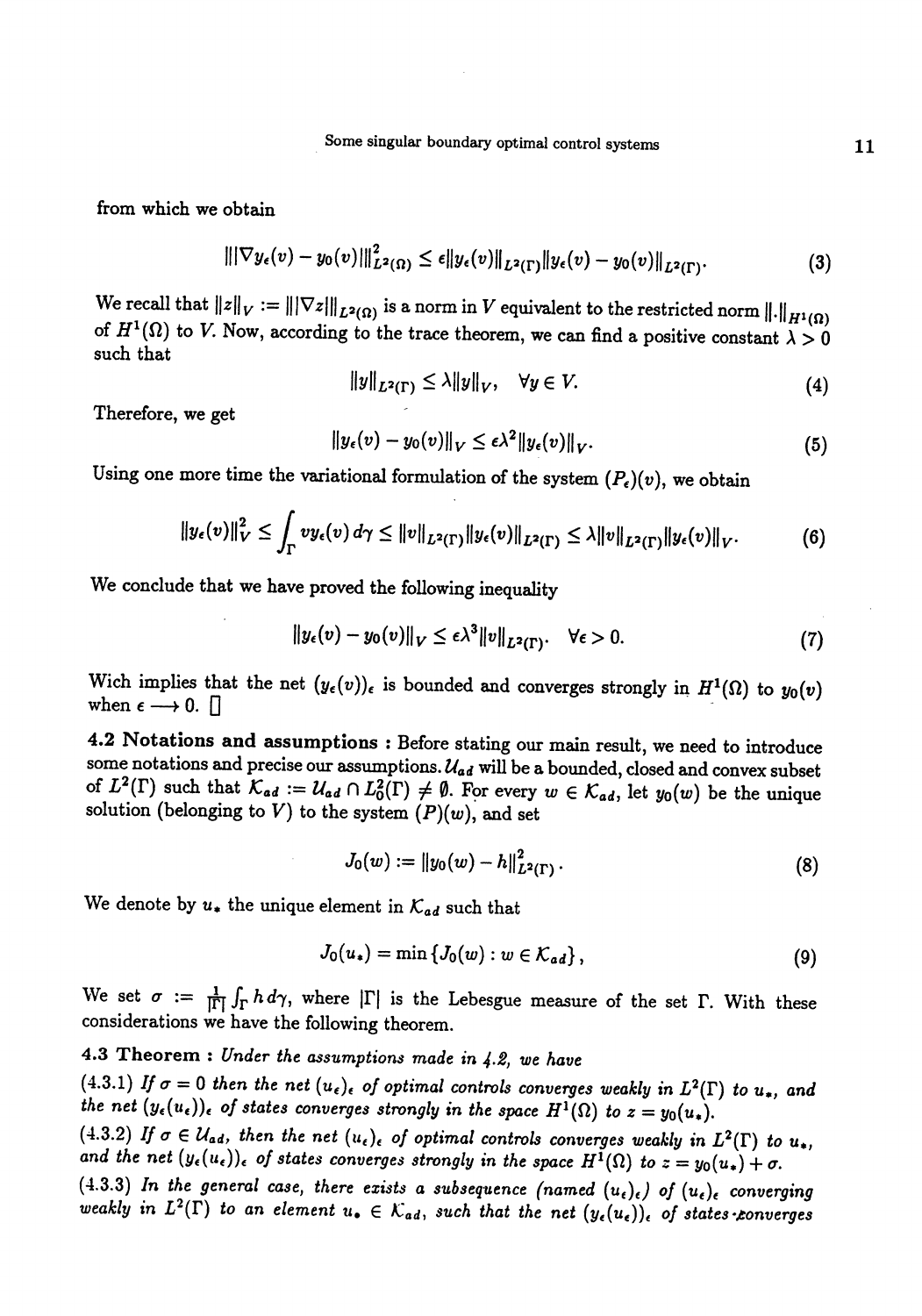from which we obtain

$$\||\nabla y_\epsilon(v) - y_0(v)|\|^2_{L^2(\Omega)} \leq \epsilon \|y_\epsilon(v)\|_{L^2(\Gamma)} \|y_\epsilon(v) - y_0(v)\|_{L^2(\Gamma)}. \tag{3}$$

We recall that $\|z\|_V := \||\nabla z|\|_{L^2(\Omega)}$ is a norm in $V$ equivalent to the restricted norm $\|.\|_{H^1(\Omega)}$ of $H^1(\Omega)$ to $V$. Now, according to the trace theorem, we can find a positive constant $\lambda > 0$ such that

$$\|y\|_{L^2(\Gamma)} \leq \lambda \|y\|_V, \quad \forall y \in V. \tag{4}$$

Therefore, we get

$$\|y_\epsilon(v) - y_0(v)\|_V \leq \epsilon \lambda^2 \|y_\epsilon(v)\|_V. \tag{5}$$

Using one more time the variational formulation of the system $(P_\epsilon)(v)$, we obtain

$$\|y_\epsilon(v)\|^2_V \leq \int_\Gamma v y_\epsilon(v)\, d\gamma \leq \|v\|_{L^2(\Gamma)} \|y_\epsilon(v)\|_{L^2(\Gamma)} \leq \lambda \|v\|_{L^2(\Gamma)} \|y_\epsilon(v)\|_V. \tag{6}$$

We conclude that we have proved the following inequality

$$\|y_\epsilon(v) - y_0(v)\|_V \leq \epsilon \lambda^3 \|v\|_{L^2(\Gamma)}. \quad \forall \epsilon > 0. \tag{7}$$

Wich implies that the net $(y_\epsilon(v))_\epsilon$ is bounded and converges strongly in $H^1(\Omega)$ to $y_0(v)$ when $\epsilon \longrightarrow 0$. □

**4.2 Notations and assumptions :** Before stating our main result, we need to introduce some notations and precise our assumptions. $\mathcal{U}_{ad}$ will be a bounded, closed and convex subset of $L^2(\Gamma)$ such that $\mathcal{K}_{ad} := \mathcal{U}_{ad} \cap L^2_0(\Gamma) \neq \emptyset$. For every $w \in \mathcal{K}_{ad}$, let $y_0(w)$ be the unique solution (belonging to $V$) to the system $(P)(w)$, and set

$$J_0(w) := \|y_0(w) - h\|^2_{L^2(\Gamma)}. \tag{8}$$

We denote by $u_*$ the unique element in $\mathcal{K}_{ad}$ such that

$$J_0(u_*) = \min \{J_0(w) : w \in \mathcal{K}_{ad}\}, \tag{9}$$

We set $\sigma := \frac{1}{|\Gamma|} \int_\Gamma h\, d\gamma$, where $|\Gamma|$ is the Lebesgue measure of the set $\Gamma$. With these considerations we have the following theorem.

**4.3 Theorem :** *Under the assumptions made in 4.2, we have*

(4.3.1) *If $\sigma = 0$ then the net $(u_\epsilon)_\epsilon$ of optimal controls converges weakly in $L^2(\Gamma)$ to $u_*$, and the net $(y_\epsilon(u_\epsilon))_\epsilon$ of states converges strongly in the space $H^1(\Omega)$ to $z = y_0(u_*)$.*

(4.3.2) *If $\sigma \in \mathcal{U}_{ad}$, then the net $(u_\epsilon)_\epsilon$ of optimal controls converges weakly in $L^2(\Gamma)$ to $u_*$, and the net $(y_\epsilon(u_\epsilon))_\epsilon$ of states converges strongly in the space $H^1(\Omega)$ to $z = y_0(u_*) + \sigma$.*

(4.3.3) *In the general case, there exists a subsequence (named $(u_\epsilon)_\epsilon$) of $(u_\epsilon)_\epsilon$ converging weakly in $L^2(\Gamma)$ to an element $u_* \in \mathcal{K}_{ad}$, such that the net $(y_\epsilon(u_\epsilon))_\epsilon$ of states converges*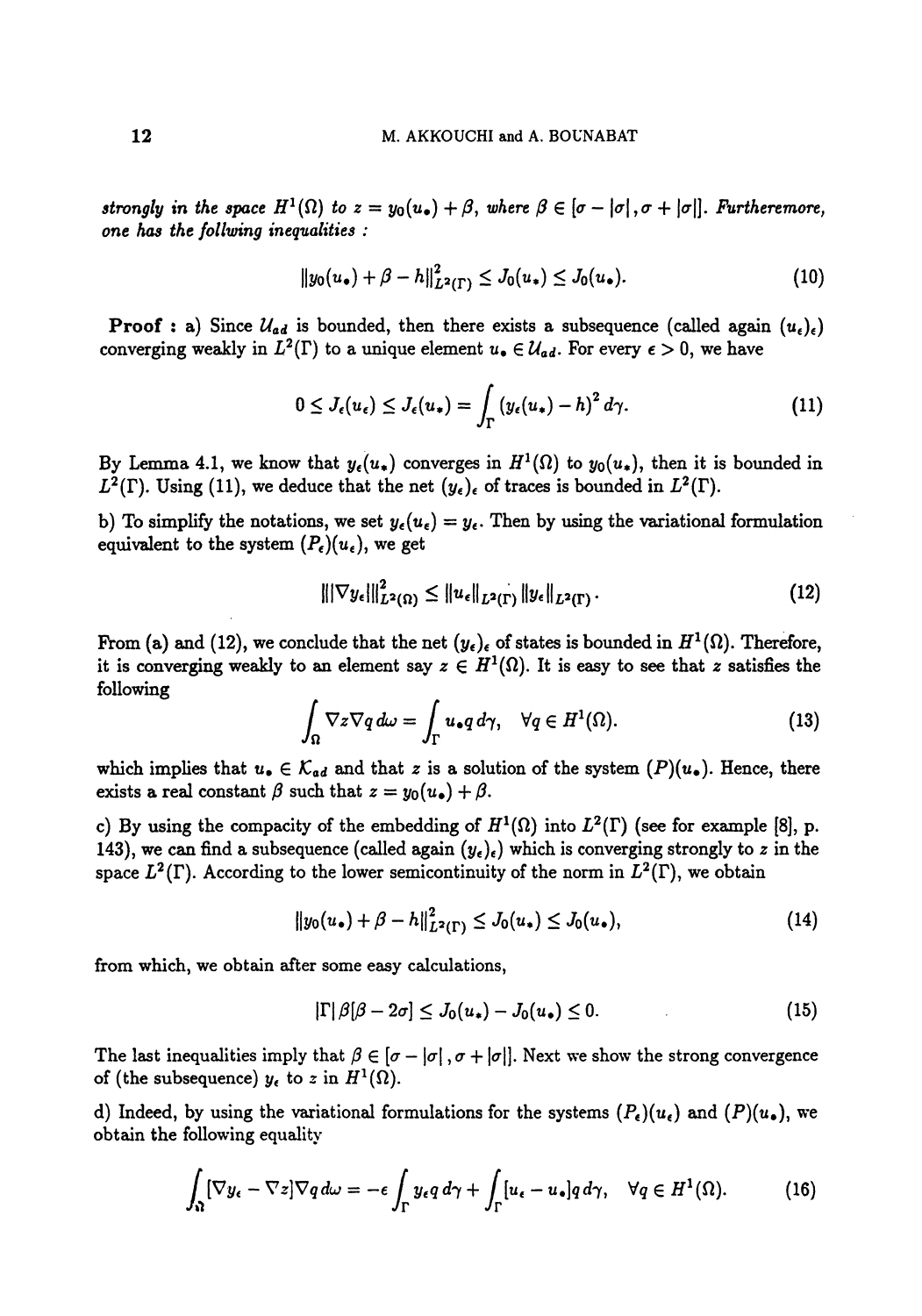*strongly in the space $H^1(\Omega)$ to $z = y_0(u_\bullet) + \beta$, where $\beta \in [\sigma - |\sigma|, \sigma + |\sigma|]$. Furtheremore, one has the follwing inequalities :*

$$\|y_0(u_\bullet) + \beta - h\|^2_{L^2(\Gamma)} \leq J_0(u_*) \leq J_0(u_\bullet). \tag{10}$$

**Proof :** a) Since $\mathcal{U}_{ad}$ is bounded, then there exists a subsequence (called again $(u_\epsilon)_\epsilon$) converging weakly in $L^2(\Gamma)$ to a unique element $u_\bullet \in \mathcal{U}_{ad}$. For every $\epsilon > 0$, we have

$$0 \leq J_\epsilon(u_\epsilon) \leq J_\epsilon(u_*) = \int_\Gamma (y_\epsilon(u_*) - h)^2 \, d\gamma. \tag{11}$$

By Lemma 4.1, we know that $y_\epsilon(u_*)$ converges in $H^1(\Omega)$ to $y_0(u_*)$, then it is bounded in $L^2(\Gamma)$. Using (11), we deduce that the net $(y_\epsilon)_\epsilon$ of traces is bounded in $L^2(\Gamma)$.

b) To simplify the notations, we set $y_\epsilon(u_\epsilon) = y_\epsilon$. Then by using the variational formulation equivalent to the system $(P_\epsilon)(u_\epsilon)$, we get

$$\||\nabla y_\epsilon|\|^2_{L^2(\Omega)} \leq \|u_\epsilon\|_{L^2(\Gamma)} \|y_\epsilon\|_{L^2(\Gamma)}. \tag{12}$$

From (a) and (12), we conclude that the net $(y_\epsilon)_\epsilon$ of states is bounded in $H^1(\Omega)$. Therefore, it is converging weakly to an element say $z \in H^1(\Omega)$. It is easy to see that $z$ satisfies the following

$$\int_\Omega \nabla z \nabla q \, d\omega = \int_\Gamma u_\bullet q \, d\gamma, \quad \forall q \in H^1(\Omega). \tag{13}$$

which implies that $u_\bullet \in \mathcal{K}_{ad}$ and that $z$ is a solution of the system $(P)(u_\bullet)$. Hence, there exists a real constant $\beta$ such that $z = y_0(u_\bullet) + \beta$.

c) By using the compacity of the embedding of $H^1(\Omega)$ into $L^2(\Gamma)$ (see for example [8], p. 143), we can find a subsequence (called again $(y_\epsilon)_\epsilon$) which is converging strongly to $z$ in the space $L^2(\Gamma)$. According to the lower semicontinuity of the norm in $L^2(\Gamma)$, we obtain

$$\|y_0(u_\bullet) + \beta - h\|^2_{L^2(\Gamma)} \leq J_0(u_*) \leq J_0(u_\bullet), \tag{14}$$

from which, we obtain after some easy calculations,

$$|\Gamma| \beta[\beta - 2\sigma] \leq J_0(u_*) - J_0(u_\bullet) \leq 0. \tag{15}$$

The last inequalities imply that $\beta \in [\sigma - |\sigma|, \sigma + |\sigma|]$. Next we show the strong convergence of (the subsequence) $y_\epsilon$ to $z$ in $H^1(\Omega)$.

d) Indeed, by using the variational formulations for the systems $(P_\epsilon)(u_\epsilon)$ and $(P)(u_\bullet)$, we obtain the following equality

$$\int_\Omega [\nabla y_\epsilon - \nabla z] \nabla q \, d\omega = -\epsilon \int_\Gamma y_\epsilon q \, d\gamma + \int_\Gamma [u_\epsilon - u_\bullet] q \, d\gamma, \quad \forall q \in H^1(\Omega). \tag{16}$$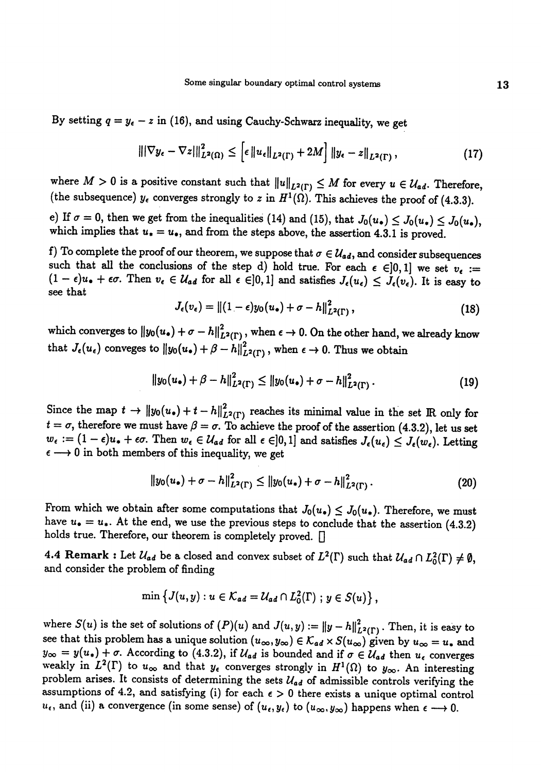By setting $q = y_\epsilon - z$ in (16), and using Cauchy-Schwarz inequality, we get

$$|||\nabla y_\epsilon - \nabla z|||^2_{L^2(\Omega)} \leq \left[\epsilon \|u_\epsilon\|_{L^2(\Gamma)} + 2M\right] \|y_\epsilon - z\|_{L^2(\Gamma)}, \tag{17}$$

where $M > 0$ is a positive constant such that $\|u\|_{L^2(\Gamma)} \leq M$ for every $u \in \mathcal{U}_{ad}$. Therefore, (the subsequence) $y_\epsilon$ converges strongly to $z$ in $H^1(\Omega)$. This achieves the proof of (4.3.3).

e) If $\sigma = 0$, then we get from the inequalities (14) and (15), that $J_0(u_\bullet) \leq J_0(u_*) \leq J_0(u_\bullet)$, which implies that $u_* = u_\bullet$, and from the steps above, the assertion 4.3.1 is proved.

f) To complete the proof of our theorem, we suppose that $\sigma \in \mathcal{U}_{ad}$, and consider subsequences such that all the conclusions of the step d) hold true. For each $\epsilon \in ]0,1]$ we set $v_\epsilon := (1-\epsilon)u_\bullet + \epsilon\sigma$. Then $v_\epsilon \in \mathcal{U}_{ad}$ for all $\epsilon \in ]0,1]$ and satisfies $J_\epsilon(u_\epsilon) \leq J_\epsilon(v_\epsilon)$. It is easy to see that

$$J_\epsilon(v_\epsilon) = \|(1-\epsilon)y_0(u_\bullet) + \sigma - h\|^2_{L^2(\Gamma)}, \tag{18}$$

which converges to $\|y_0(u_\bullet) + \sigma - h\|^2_{L^2(\Gamma)}$, when $\epsilon \to 0$. On the other hand, we already know that $J_\epsilon(u_\epsilon)$ conveges to $\|y_0(u_\bullet) + \beta - h\|^2_{L^2(\Gamma)}$, when $\epsilon \to 0$. Thus we obtain

$$\|y_0(u_\bullet) + \beta - h\|^2_{L^2(\Gamma)} \leq \|y_0(u_\bullet) + \sigma - h\|^2_{L^2(\Gamma)}. \tag{19}$$

Since the map $t \to \|y_0(u_\bullet) + t - h\|^2_{L^2(\Gamma)}$ reaches its minimal value in the set $\mathbb{R}$ only for $t = \sigma$, therefore we must have $\beta = \sigma$. To achieve the proof of the assertion (4.3.2), let us set $w_\epsilon := (1-\epsilon)u_* + \epsilon\sigma$. Then $w_\epsilon \in \mathcal{U}_{ad}$ for all $\epsilon \in ]0,1]$ and satisfies $J_\epsilon(u_\epsilon) \leq J_\epsilon(w_\epsilon)$. Letting $\epsilon \longrightarrow 0$ in both members of this inequality, we get

$$\|y_0(u_\bullet) + \sigma - h\|^2_{L^2(\Gamma)} \leq \|y_0(u_*) + \sigma - h\|^2_{L^2(\Gamma)}. \tag{20}$$

From which we obtain after some computations that $J_0(u_\bullet) \leq J_0(u_*)$. Therefore, we must have $u_\bullet = u_*$. At the end, we use the previous steps to conclude that the assertion (4.3.2) holds true. Therefore, our theorem is completely proved. □

**4.4 Remark :** Let $\mathcal{U}_{ad}$ be a closed and convex subset of $L^2(\Gamma)$ such that $\mathcal{U}_{ad} \cap L^2_0(\Gamma) \neq \emptyset$, and consider the problem of finding

$$\min\left\{J(u,y) : u \in \mathcal{K}_{ad} = \mathcal{U}_{ad} \cap L^2_0(\Gamma)\ ;\ y \in S(u)\right\},$$

where $S(u)$ is the set of solutions of $(P)(u)$ and $J(u,y) := \|y - h\|^2_{L^2(\Gamma)}$. Then, it is easy to see that this problem has a unique solution $(u_\infty, y_\infty) \in \mathcal{K}_{ad} \times S(u_\infty)$ given by $u_\infty = u_*$ and $y_\infty = y(u_*) + \sigma$. According to (4.3.2), if $\mathcal{U}_{ad}$ is bounded and if $\sigma \in \mathcal{U}_{ad}$ then $u_\epsilon$ converges weakly in $L^2(\Gamma)$ to $u_\infty$ and that $y_\epsilon$ converges strongly in $H^1(\Omega)$ to $y_\infty$. An interesting problem arises. It consists of determining the sets $\mathcal{U}_{ad}$ of admissible controls verifying the assumptions of 4.2, and satisfying (i) for each $\epsilon > 0$ there exists a unique optimal control $u_\epsilon$, and (ii) a convergence (in some sense) of $(u_\epsilon, y_\epsilon)$ to $(u_\infty, y_\infty)$ happens when $\epsilon \longrightarrow 0$.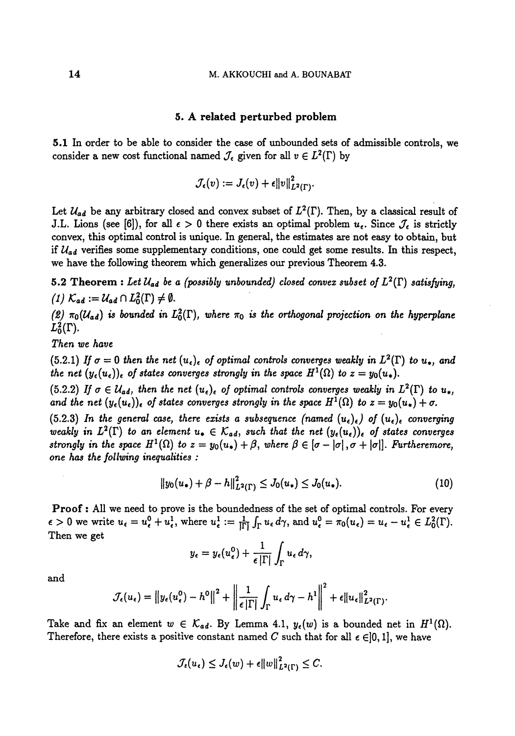## 5. A related perturbed problem

**5.1** In order to be able to consider the case of unbounded sets of admissible controls, we consider a new cost functional named $\mathcal{J}_\epsilon$ given for all $v \in L^2(\Gamma)$ by

$$\mathcal{J}_\epsilon(v) := J_\epsilon(v) + \epsilon\|v\|^2_{L^2(\Gamma)}.$$

Let $\mathcal{U}_{ad}$ be any arbitrary closed and convex subset of $L^2(\Gamma)$. Then, by a classical result of J.L. Lions (see [6]), for all $\epsilon > 0$ there exists an optimal problem $u_\epsilon$. Since $\mathcal{J}_\epsilon$ is strictly convex, this optimal control is unique. In general, the estimates are not easy to obtain, but if $\mathcal{U}_{ad}$ verifies some supplementary conditions, one could get some results. In this respect, we have the following theorem which generalizes our previous Theorem 4.3.

**5.2 Theorem :** *Let $\mathcal{U}_{ad}$ be a (possibly unbounded) closed convex subset of $L^2(\Gamma)$ satisfying,*

*(1) $\mathcal{K}_{ad} := \mathcal{U}_{ad} \cap L^2_0(\Gamma) \neq \emptyset$.*

*(2) $\pi_0(\mathcal{U}_{ad})$ is bounded in $L^2_0(\Gamma)$, where $\pi_0$ is the orthogonal projection on the hyperplane $L^2_0(\Gamma)$.*

*Then we have*

(5.2.1) *If $\sigma = 0$ then the net $(u_\epsilon)_\epsilon$ of optimal controls converges weakly in $L^2(\Gamma)$ to $u_*$, and the net $(y_\epsilon(u_\epsilon))_\epsilon$ of states converges strongly in the space $H^1(\Omega)$ to $z = y_0(u_*)$.*

(5.2.2) *If $\sigma \in \mathcal{U}_{ad}$, then the net $(u_\epsilon)_\epsilon$ of optimal controls converges weakly in $L^2(\Gamma)$ to $u_*$, and the net $(y_\epsilon(u_\epsilon))_\epsilon$ of states converges strongly in the space $H^1(\Omega)$ to $z = y_0(u_*) + \sigma$.*

(5.2.3) *In the general case, there exists a subsequence (named $(u_\epsilon)_\epsilon$) of $(u_\epsilon)_\epsilon$ converging weakly in $L^2(\Gamma)$ to an element $u_\bullet \in \mathcal{K}_{ad}$, such that the net $(y_\epsilon(u_\epsilon))_\epsilon$ of states converges strongly in the space $H^1(\Omega)$ to $z = y_0(u_\bullet) + \beta$, where $\beta \in [\sigma - |\sigma|, \sigma + |\sigma|]$. Furtheremore, one has the follwing inequalities :*

$$\|y_0(u_\bullet) + \beta - h\|^2_{L^2(\Gamma)} \leq J_0(u_*) \leq J_0(u_\bullet). \tag{10}$$

**Proof :** All we need to prove is the boundedness of the set of optimal controls. For every $\epsilon > 0$ we write $u_\epsilon = u^0_\epsilon + u^1_\epsilon$, where $u^1_\epsilon := \frac{1}{|\Gamma|}\int_\Gamma u_\epsilon\, d\gamma$, and $u^0_\epsilon = \pi_0(u_\epsilon) = u_\epsilon - u^1_\epsilon \in L^2_0(\Gamma)$. Then we get

$$y_\epsilon = y_\epsilon(u^0_\epsilon) + \frac{1}{\epsilon|\Gamma|}\int_\Gamma u_\epsilon\, d\gamma,$$

and

$$\mathcal{J}_\epsilon(u_\epsilon) = \left\|y_\epsilon(u^0_\epsilon) - h^0\right\|^2 + \left\|\frac{1}{\epsilon|\Gamma|}\int_\Gamma u_\epsilon\, d\gamma - h^1\right\|^2 + \epsilon\|u_\epsilon\|^2_{L^2(\Gamma)}.$$

Take and fix an element $w \in \mathcal{K}_{ad}$. By Lemma 4.1, $y_\epsilon(w)$ is a bounded net in $H^1(\Omega)$. Therefore, there exists a positive constant named $C$ such that for all $\epsilon \in ]0, 1]$, we have

$$\mathcal{J}_\epsilon(u_\epsilon) \leq J_\epsilon(w) + \epsilon\|w\|^2_{L^2(\Gamma)} \leq C.$$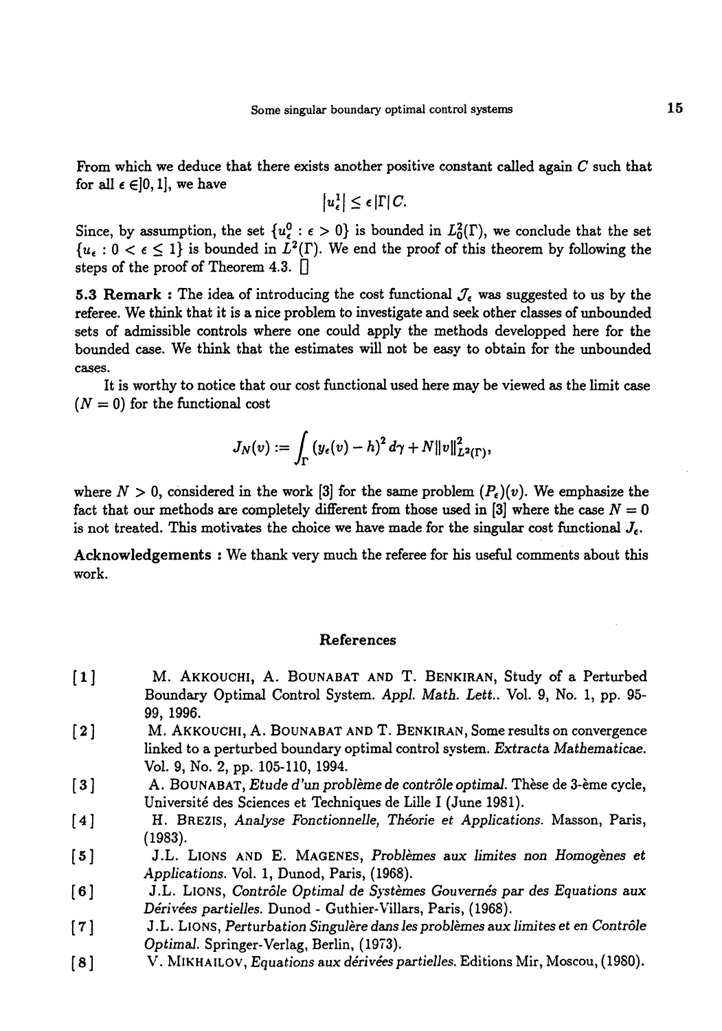From which we deduce that there exists another positive constant called again $C$ such that for all $\epsilon \in ]0, 1]$, we have

$$|u_\epsilon^1| \leq \epsilon |\Gamma| C.$$

Since, by assumption, the set $\{u_\epsilon^0 : \epsilon > 0\}$ is bounded in $L_0^2(\Gamma)$, we conclude that the set $\{u_\epsilon : 0 < \epsilon \leq 1\}$ is bounded in $L^2(\Gamma)$. We end the proof of this theorem by following the steps of the proof of Theorem 4.3. □

**5.3 Remark :** The idea of introducing the cost functional $\mathcal{J}_\epsilon$ was suggested to us by the referee. We think that it is a nice problem to investigate and seek other classes of unbounded sets of admissible controls where one could apply the methods developped here for the bounded case. We think that the estimates will not be easy to obtain for the unbounded cases.

It is worthy to notice that our cost functional used here may be viewed as the limit case ($N = 0$) for the functional cost

$$J_N(v) := \int_\Gamma (y_\epsilon(v) - h)^2 \, d\gamma + N \|v\|^2_{L^2(\Gamma)},$$

where $N > 0$, considered in the work [3] for the same problem $(P_\epsilon)(v)$. We emphasize the fact that our methods are completely different from those used in [3] where the case $N = 0$ is not treated. This motivates the choice we have made for the singular cost functional $J_\epsilon$.

**Acknowledgements :** We thank very much the referee for his useful comments about this work.

## References

[1] M. Akkouchi, A. Bounabat and T. Benkiran, Study of a Perturbed Boundary Optimal Control System. *Appl. Math. Lett.*. Vol. 9, No. 1, pp. 95-99, 1996.

[2] M. Akkouchi, A. Bounabat and T. Benkiran, Some results on convergence linked to a perturbed boundary optimal control system. *Extracta Mathematicae.* Vol. 9, No. 2, pp. 105-110, 1994.

[3] A. Bounabat, *Etude d'un problème de contrôle optimal.* Thèse de 3-ème cycle, Université des Sciences et Techniques de Lille I (June 1981).

[4] H. Brezis, *Analyse Fonctionnelle, Théorie et Applications.* Masson, Paris, (1983).

[5] J.L. Lions and E. Magenes, *Problèmes aux limites non Homogènes et Applications.* Vol. 1, Dunod, Paris, (1968).

[6] J.L. Lions, *Contrôle Optimal de Systèmes Gouvernés par des Equations aux Dérivées partielles.* Dunod - Guthier-Villars, Paris, (1968).

[7] J.L. Lions, *Perturbation Singulère dans les problèmes aux limites et en Contrôle Optimal.* Springer-Verlag, Berlin, (1973).

[8] V. Mikhailov, *Equations aux dérivées partielles.* Editions Mir, Moscou, (1980).